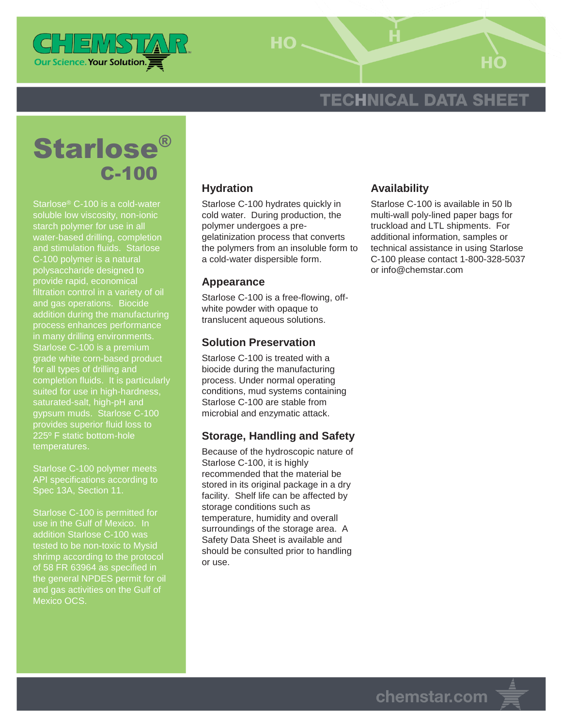CHEMSTAR

Our Science. Your Solution.

TECHNICAL DATA SHEET

# Starlose® C-100

Starlose® C-100 is a cold-water soluble low viscosity, non-ionic starch polymer for use in all water-based drilling, completion and stimulation fluids. Starlose C-100 polymer is a natural polysaccharide designed to provide rapid, economical filtration control in a variety of oil and gas operations. Biocide addition during the manufacturing process enhances performance in many drilling environments. Starlose C-100 is a premium grade white corn-based product for all types of drilling and completion fluids. It is particularly suited for use in high-hardness, saturated-salt, high-pH and gypsum muds. Starlose C-100 provides superior fluid loss to 225º F static bottom-hole temperatures.

Starlose C-100 polymer meets API specifications according to Spec 13A, Section 11.

Starlose C-100 is permitted for use in the Gulf of Mexico. In addition Starlose C-100 was tested to be non-toxic to Mysid shrimp according to the protocol of 58 FR 63964 as specified in the general NPDES permit for oil and gas activities on the Gulf of Mexico OCS.

## Hydration

Starlose C-100 hydrates quickly in cold water. During production, the polymer undergoes a pre-gelatinization process that converts the polymers from an insoluble form to a cold-water dispersible form.

## Appearance

Starlose C-100 is a free-flowing, off-white powder with opaque to translucent aqueous solutions.

## Solution Preservation

Starlose C-100 is treated with a biocide during the manufacturing process. Under normal operating conditions, mud systems containing Starlose C-100 are stable from microbial and enzymatic attack.

## Storage, Handling and Safety

Because of the hydroscopic nature of Starlose C-100, it is highly recommended that the material be stored in its original package in a dry facility. Shelf life can be affected by storage conditions such as temperature, humidity and overall surroundings of the storage area. A Safety Data Sheet is available and should be consulted prior to handling or use.

## Availability

Starlose C-100 is available in 50 lb multi-wall poly-lined paper bags for truckload and LTL shipments. For additional information, samples or technical assistance in using Starlose C-100 please contact 1-800-328-5037 or info@chemstar.com

chemstar.com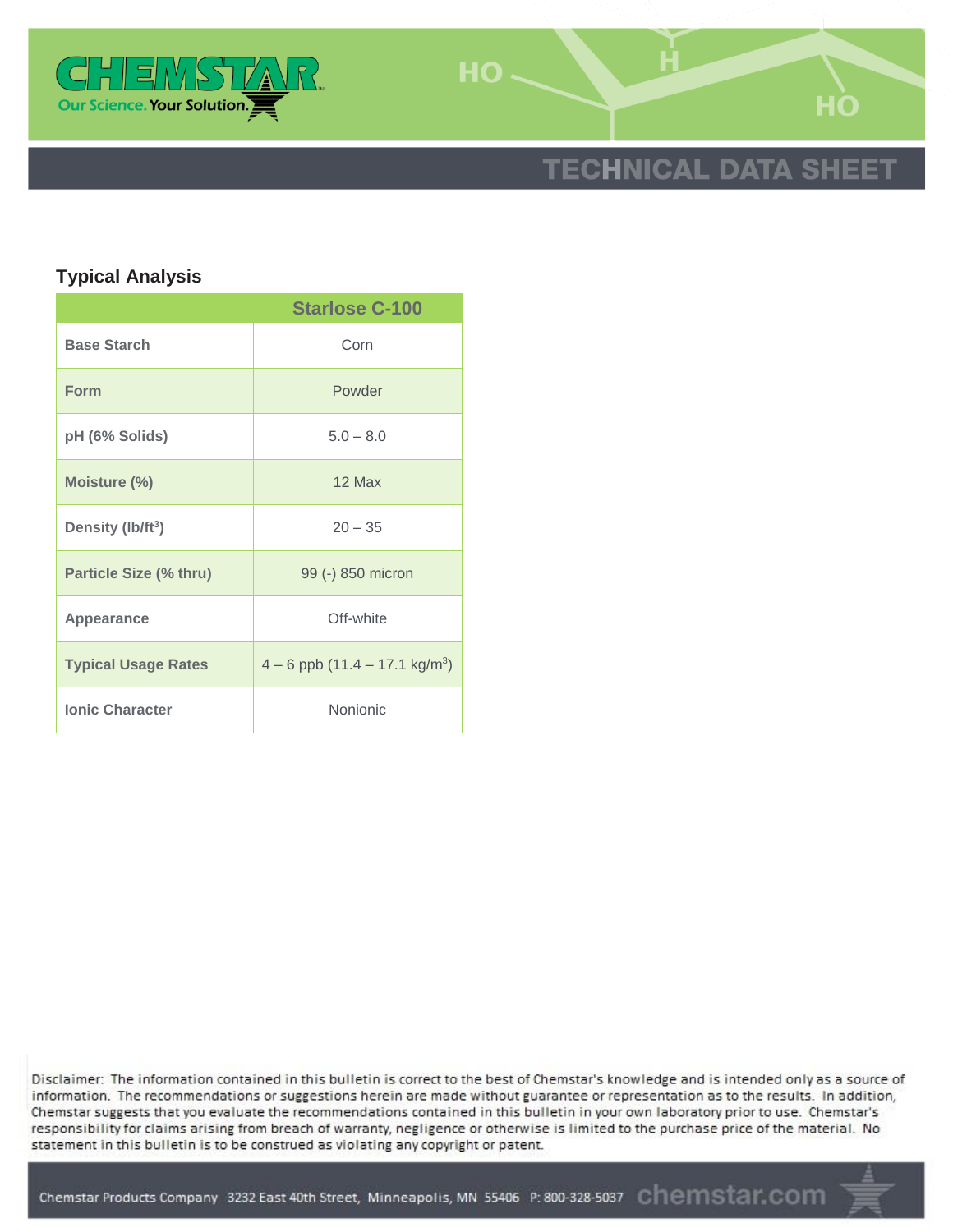## Typical Analysis

| | Starlose C-100 |
|---|---|
| **Base Starch** | Corn |
| **Form** | Powder |
| **pH (6% Solids)** | 5.0 – 8.0 |
| **Moisture (%)** | 12 Max |
| **Density (lb/ft$^3$)** | 20 – 35 |
| **Particle Size (% thru)** | 99 (-) 850 micron |
| **Appearance** | Off-white |
| **Typical Usage Rates** | 4 – 6 ppb (11.4 – 17.1 kg/m$^3$) |
| **Ionic Character** | Nonionic |

Disclaimer: The information contained in this bulletin is correct to the best of Chemstar's knowledge and is intended only as a source of information. The recommendations or suggestions herein are made without guarantee or representation as to the results. In addition, Chemstar suggests that you evaluate the recommendations contained in this bulletin in your own laboratory prior to use. Chemstar's responsibility for claims arising from breach of warranty, negligence or otherwise is limited to the purchase price of the material. No statement in this bulletin is to be construed as violating any copyright or patent.

Chemstar Products Company 3232 East 40th Street, Minneapolis, MN 55406 P: 800-328-5037 chemstar.com